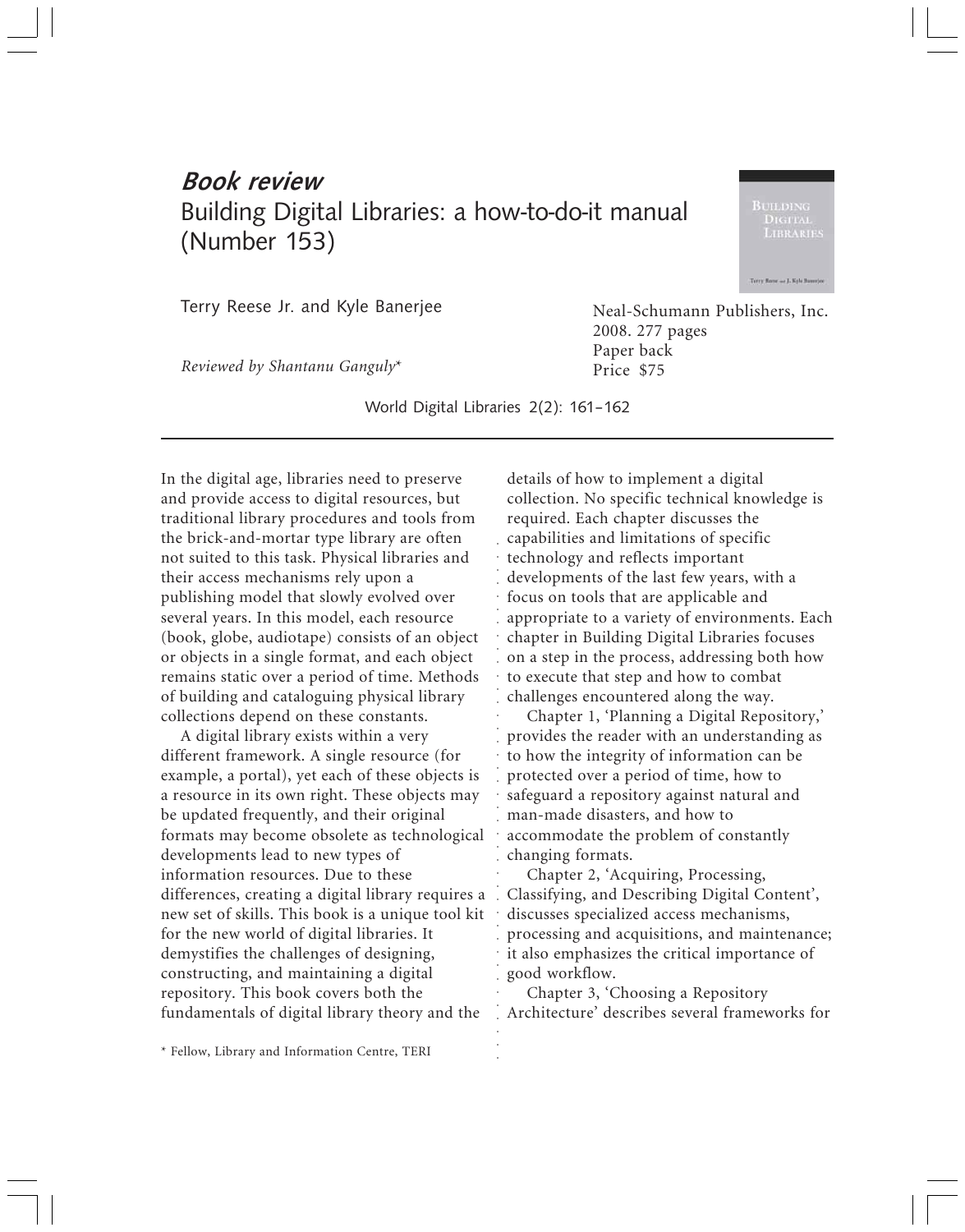# *Book review*

## Building Digital Libraries: a how-to-do-it manual (Number 153)

Terry Reese Jr. and Kyle Banerjee

*Reviewed by Shantanu Ganguly**

Neal-Schumann Publishers, Inc.
2008. 277 pages
Paper back
Price $75

World Digital Libraries 2(2): 161–162

---

In the digital age, libraries need to preserve and provide access to digital resources, but traditional library procedures and tools from the brick-and-mortar type library are often not suited to this task. Physical libraries and their access mechanisms rely upon a publishing model that slowly evolved over several years. In this model, each resource (book, globe, audiotape) consists of an object or objects in a single format, and each object remains static over a period of time. Methods of building and cataloguing physical library collections depend on these constants.

A digital library exists within a very different framework. A single resource (for example, a portal), yet each of these objects is a resource in its own right. These objects may be updated frequently, and their original formats may become obsolete as technological developments lead to new types of information resources. Due to these differences, creating a digital library requires a new set of skills. This book is a unique tool kit for the new world of digital libraries. It demystifies the challenges of designing, constructing, and maintaining a digital repository. This book covers both the fundamentals of digital library theory and the details of how to implement a digital collection. No specific technical knowledge is required. Each chapter discusses the capabilities and limitations of specific technology and reflects important developments of the last few years, with a focus on tools that are applicable and appropriate to a variety of environments. Each chapter in Building Digital Libraries focuses on a step in the process, addressing both how to execute that step and how to combat challenges encountered along the way.

Chapter 1, 'Planning a Digital Repository,' provides the reader with an understanding as to how the integrity of information can be protected over a period of time, how to safeguard a repository against natural and man-made disasters, and how to accommodate the problem of constantly changing formats.

Chapter 2, 'Acquiring, Processing, Classifying, and Describing Digital Content', discusses specialized access mechanisms, processing and acquisitions, and maintenance; it also emphasizes the critical importance of good workflow.

Chapter 3, 'Choosing a Repository Architecture' describes several frameworks for

\* Fellow, Library and Information Centre, TERI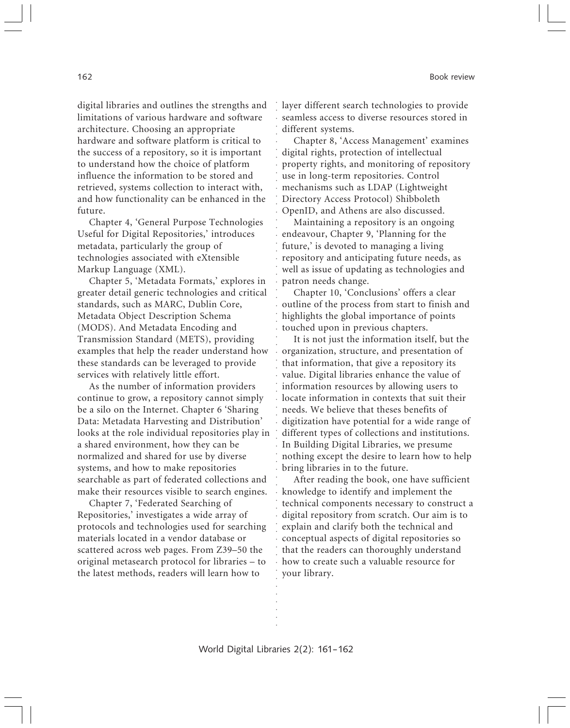digital libraries and outlines the strengths and limitations of various hardware and software architecture. Choosing an appropriate hardware and software platform is critical to the success of a repository, so it is important to understand how the choice of platform influence the information to be stored and retrieved, systems collection to interact with, and how functionality can be enhanced in the future.

Chapter 4, 'General Purpose Technologies Useful for Digital Repositories,' introduces metadata, particularly the group of technologies associated with eXtensible Markup Language (XML).

Chapter 5, 'Metadata Formats,' explores in greater detail generic technologies and critical standards, such as MARC, Dublin Core, Metadata Object Description Schema (MODS). And Metadata Encoding and Transmission Standard (METS), providing examples that help the reader understand how these standards can be leveraged to provide services with relatively little effort.

As the number of information providers continue to grow, a repository cannot simply be a silo on the Internet. Chapter 6 'Sharing Data: Metadata Harvesting and Distribution' looks at the role individual repositories play in a shared environment, how they can be normalized and shared for use by diverse systems, and how to make repositories searchable as part of federated collections and make their resources visible to search engines.

Chapter 7, 'Federated Searching of Repositories,' investigates a wide array of protocols and technologies used for searching materials located in a vendor database or scattered across web pages. From Z39–50 the original metasearch protocol for libraries – to the latest methods, readers will learn how to layer different search technologies to provide seamless access to diverse resources stored in different systems.

Chapter 8, 'Access Management' examines digital rights, protection of intellectual property rights, and monitoring of repository use in long-term repositories. Control mechanisms such as LDAP (Lightweight Directory Access Protocol) Shibboleth OpenID, and Athens are also discussed.

Maintaining a repository is an ongoing endeavour, Chapter 9, 'Planning for the future,' is devoted to managing a living repository and anticipating future needs, as well as issue of updating as technologies and patron needs change.

Chapter 10, 'Conclusions' offers a clear outline of the process from start to finish and highlights the global importance of points touched upon in previous chapters.

It is not just the information itself, but the organization, structure, and presentation of that information, that give a repository its value. Digital libraries enhance the value of information resources by allowing users to locate information in contexts that suit their needs. We believe that theses benefits of digitization have potential for a wide range of different types of collections and institutions. In Building Digital Libraries, we presume nothing except the desire to learn how to help bring libraries in to the future.

After reading the book, one have sufficient knowledge to identify and implement the technical components necessary to construct a digital repository from scratch. Our aim is to explain and clarify both the technical and conceptual aspects of digital repositories so that the readers can thoroughly understand how to create such a valuable resource for your library.